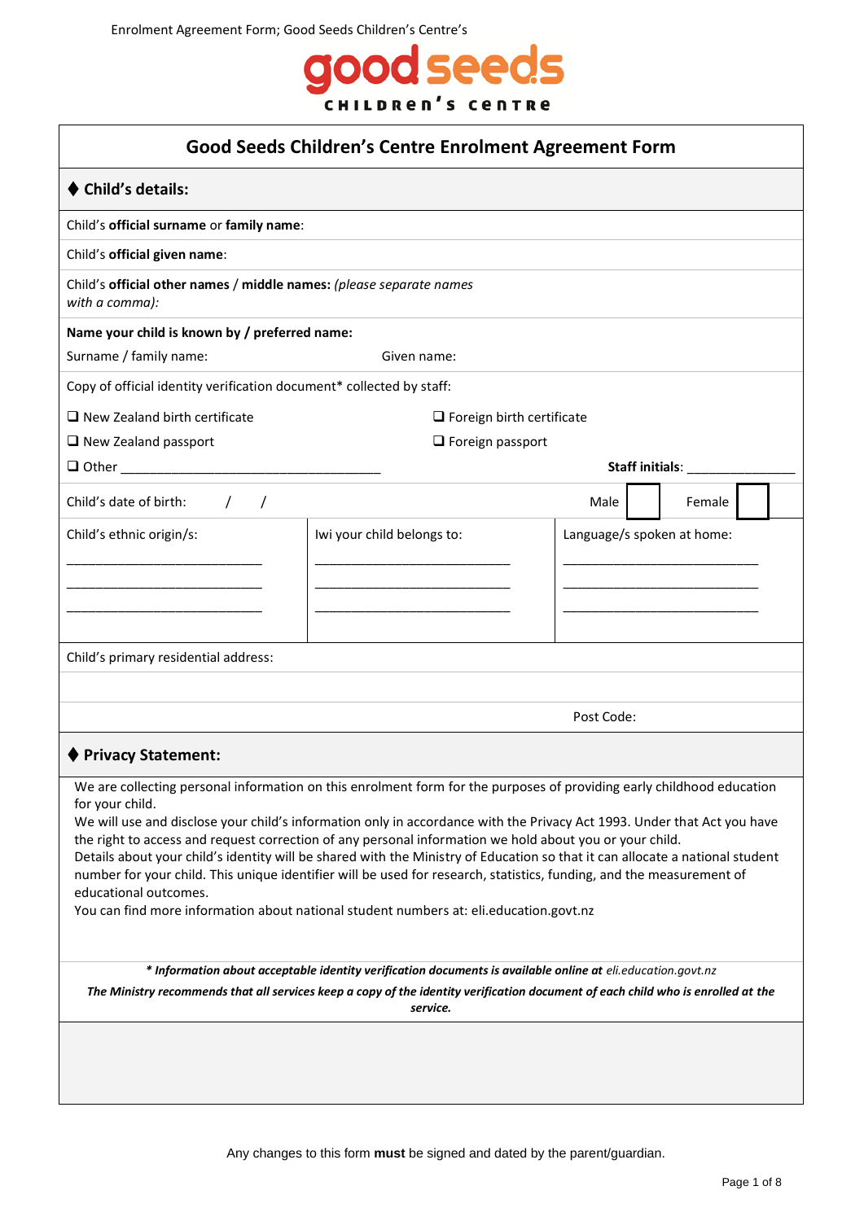# Good Seeds Children's Centre Enrolment Agreement Form

## ◆ Child's details:

Child's **official surname** or **family name**:

Child's **official given name**:

Child's **official other names** / **middle names:** *(please separate names with a comma):*

**Name your child is known by / preferred name:**

Surname / family name: Given name:

Copy of official identity verification document* collected by staff:

❑ New Zealand birth certificate

❑ Foreign birth certificate

❑ New Zealand passport

❑ Foreign passport

❑ Other ____________________________________

**Staff initials**: _______________

Child's date of birth: / /

Male ☐ Female ☐

| Child's ethnic origin/s: | Iwi your child belongs to: | Language/s spoken at home: |
|---|---|---|
| ___________________________ | ___________________________ | ___________________________ |
| ___________________________ | ___________________________ | ___________________________ |
| ___________________________ | ___________________________ | ___________________________ |

Child's primary residential address:

Post Code:

## ◆ Privacy Statement:

We are collecting personal information on this enrolment form for the purposes of providing early childhood education for your child.

We will use and disclose your child's information only in accordance with the Privacy Act 1993. Under that Act you have the right to access and request correction of any personal information we hold about you or your child.

Details about your child's identity will be shared with the Ministry of Education so that it can allocate a national student number for your child. This unique identifier will be used for research, statistics, funding, and the measurement of educational outcomes.

You can find more information about national student numbers at: eli.education.govt.nz

***\* Information about acceptable identity verification documents is available online at** eli.education.govt.nz*

***The Ministry recommends that all services keep a copy of the identity verification document of each child who is enrolled at the service.***

Any changes to this form **must** be signed and dated by the parent/guardian.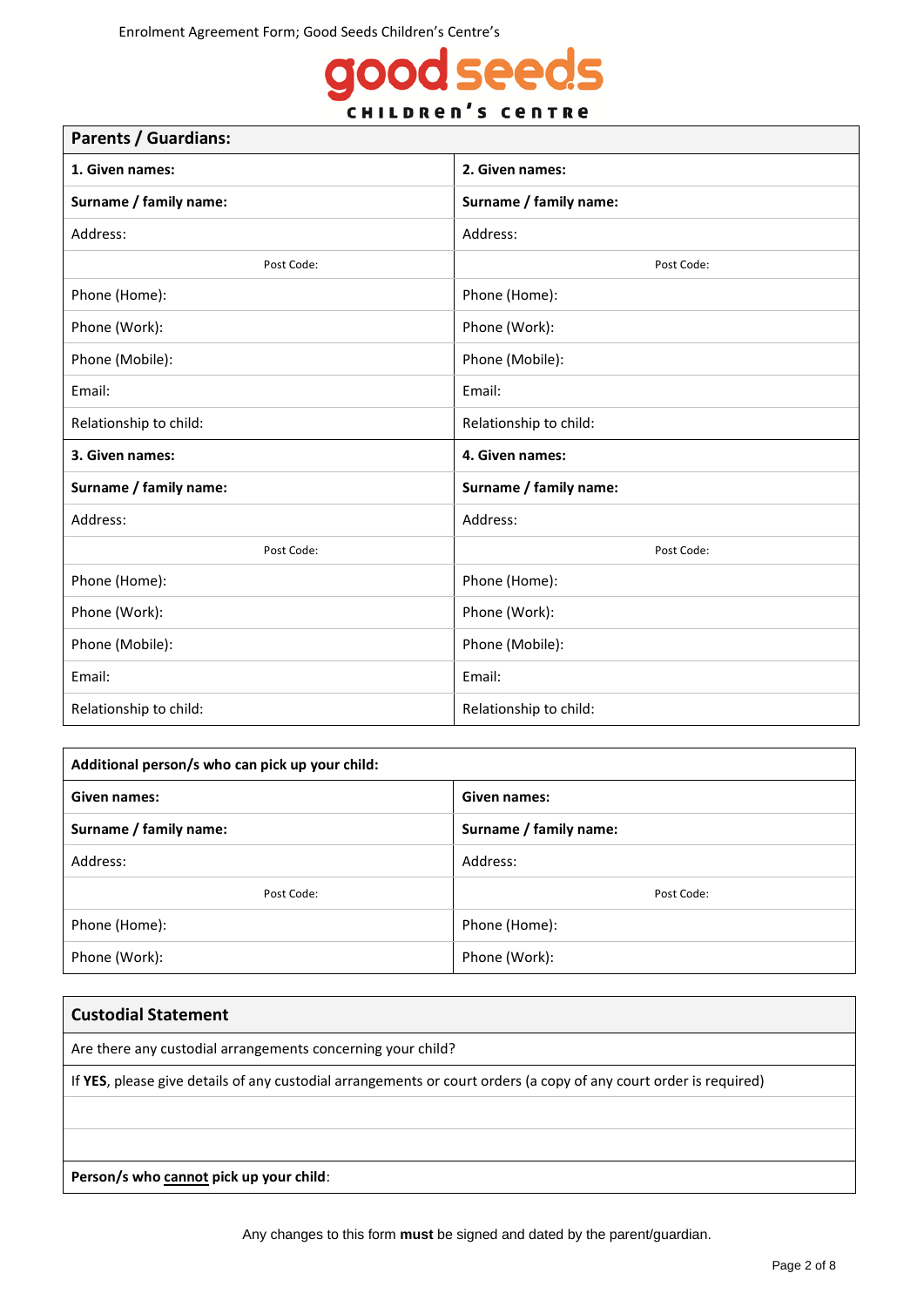Enrolment Agreement Form; Good Seeds Children's Centre's

good seeds CHILDREN'S CENTRE

| **Parents / Guardians:** | |
|---|---|
| **1. Given names:** | **2. Given names:** |
| **Surname / family name:** | **Surname / family name:** |
| Address: | Address: |
| Post Code: | Post Code: |
| Phone (Home): | Phone (Home): |
| Phone (Work): | Phone (Work): |
| Phone (Mobile): | Phone (Mobile): |
| Email: | Email: |
| Relationship to child: | Relationship to child: |
| **3. Given names:** | **4. Given names:** |
| **Surname / family name:** | **Surname / family name:** |
| Address: | Address: |
| Post Code: | Post Code: |
| Phone (Home): | Phone (Home): |
| Phone (Work): | Phone (Work): |
| Phone (Mobile): | Phone (Mobile): |
| Email: | Email: |
| Relationship to child: | Relationship to child: |

| **Additional person/s who can pick up your child:** | |
|---|---|
| **Given names:** | **Given names:** |
| **Surname / family name:** | **Surname / family name:** |
| Address: | Address: |
| Post Code: | Post Code: |
| Phone (Home): | Phone (Home): |
| Phone (Work): | Phone (Work): |

| **Custodial Statement** |
|---|
| Are there any custodial arrangements concerning your child? |
| If **YES**, please give details of any custodial arrangements or court orders (a copy of any court order is required) |
| |
| |
| **Person/s who cannot pick up your child**: |

Any changes to this form **must** be signed and dated by the parent/guardian.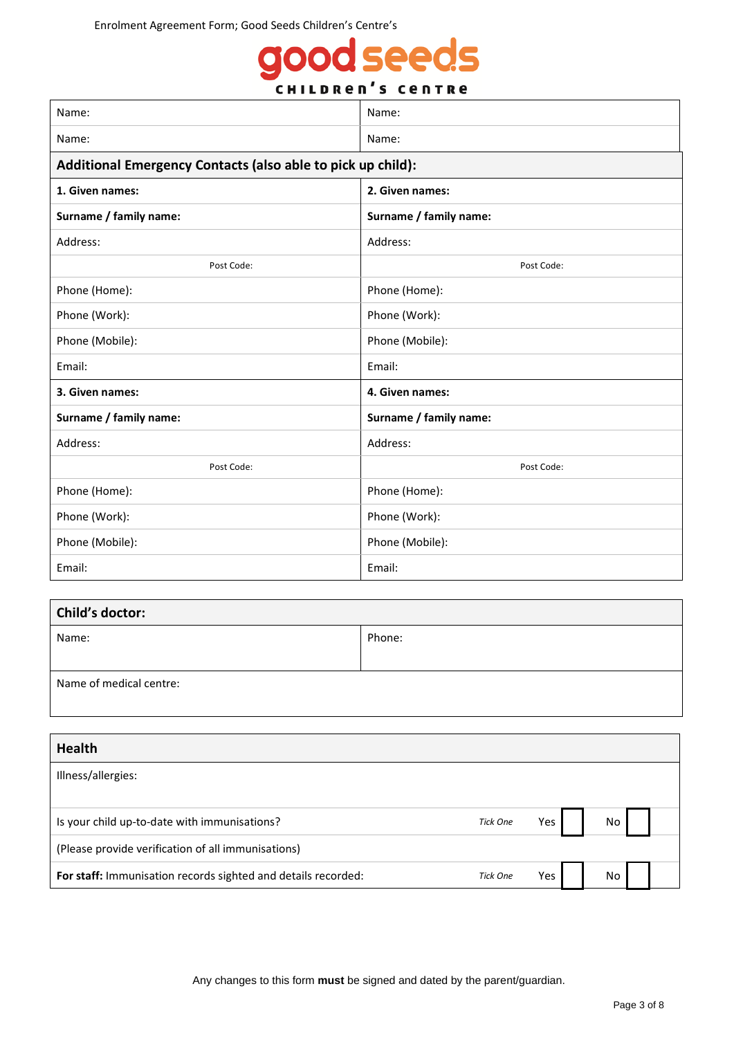Enrolment Agreement Form; Good Seeds Children's Centre's

good seeds children's centre

| Name: | Name: |
|---|---|
| Name: | Name: |

| **Additional Emergency Contacts (also able to pick up child):** | |
|---|---|
| **1. Given names:** | **2. Given names:** |
| **Surname / family name:** | **Surname / family name:** |
| Address: | Address: |
| Post Code: | Post Code: |
| Phone (Home): | Phone (Home): |
| Phone (Work): | Phone (Work): |
| Phone (Mobile): | Phone (Mobile): |
| Email: | Email: |
| **3. Given names:** | **4. Given names:** |
| **Surname / family name:** | **Surname / family name:** |
| Address: | Address: |
| Post Code: | Post Code: |
| Phone (Home): | Phone (Home): |
| Phone (Work): | Phone (Work): |
| Phone (Mobile): | Phone (Mobile): |
| Email: | Email: |

| **Child's doctor:** | |
|---|---|
| Name: | Phone: |
| Name of medical centre: | |

| **Health** | | | |
|---|---|---|---|
| Illness/allergies: | | | |
| Is your child up-to-date with immunisations? | *Tick One* | Yes ☐ | No ☐ |
| (Please provide verification of all immunisations) | | | |
| **For staff:** Immunisation records sighted and details recorded: | *Tick One* | Yes ☐ | No ☐ |

Any changes to this form **must** be signed and dated by the parent/guardian.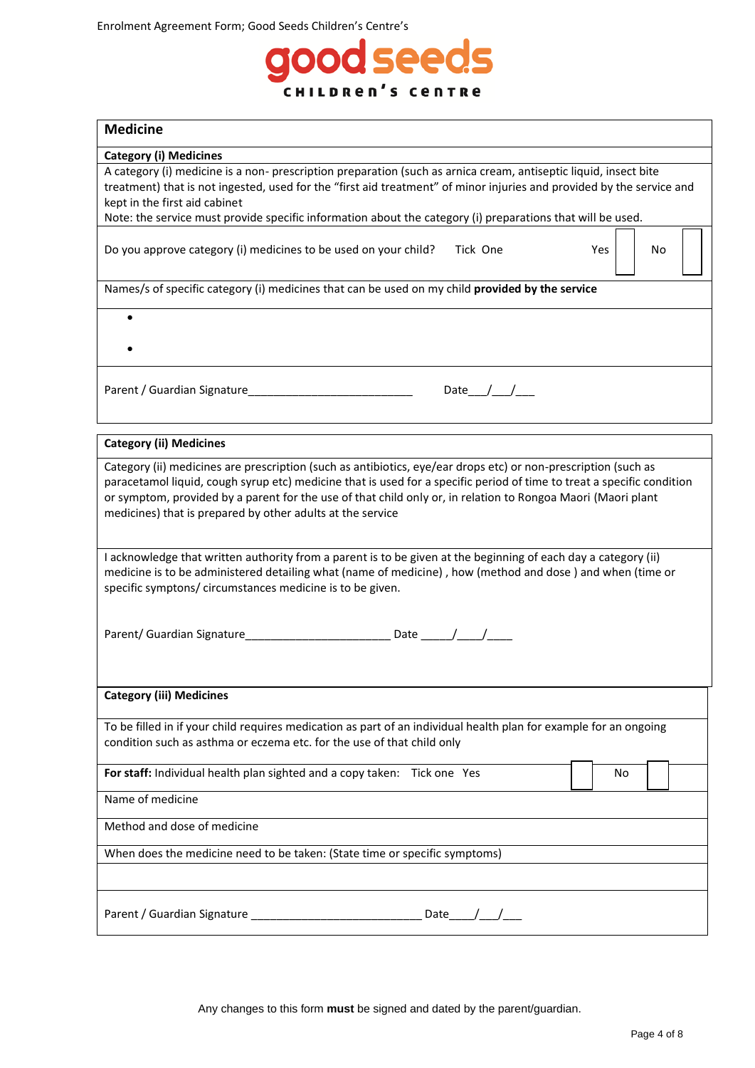## Medicine

### Category (i) Medicines

A category (i) medicine is a non- prescription preparation (such as arnica cream, antiseptic liquid, insect bite treatment) that is not ingested, used for the "first aid treatment" of minor injuries and provided by the service and kept in the first aid cabinet
Note: the service must provide specific information about the category (i) preparations that will be used.

Do you approve category (i) medicines to be used on your child? Tick One Yes ☐ No ☐

Names/s of specific category (i) medicines that can be used on my child **provided by the service**

- 
- 

Parent / Guardian Signature___________________________ Date___/___/___

### Category (ii) Medicines

Category (ii) medicines are prescription (such as antibiotics, eye/ear drops etc) or non-prescription (such as paracetamol liquid, cough syrup etc) medicine that is used for a specific period of time to treat a specific condition or symptom, provided by a parent for the use of that child only or, in relation to Rongoa Maori (Maori plant medicines) that is prepared by other adults at the service

I acknowledge that written authority from a parent is to be given at the beginning of each day a category (ii) medicine is to be administered detailing what (name of medicine) , how (method and dose ) and when (time or specific symptons/ circumstances medicine is to be given.

Parent/ Guardian Signature________________________ Date _____/____/____

### Category (iii) Medicines

To be filled in if your child requires medication as part of an individual health plan for example for an ongoing condition such as asthma or eczema etc. for the use of that child only

**For staff:** Individual health plan sighted and a copy taken: Tick one Yes ☐ No ☐

Name of medicine

Method and dose of medicine

When does the medicine need to be taken: (State time or specific symptoms)

Parent / Guardian Signature ____________________________ Date____/___/___

Any changes to this form **must** be signed and dated by the parent/guardian.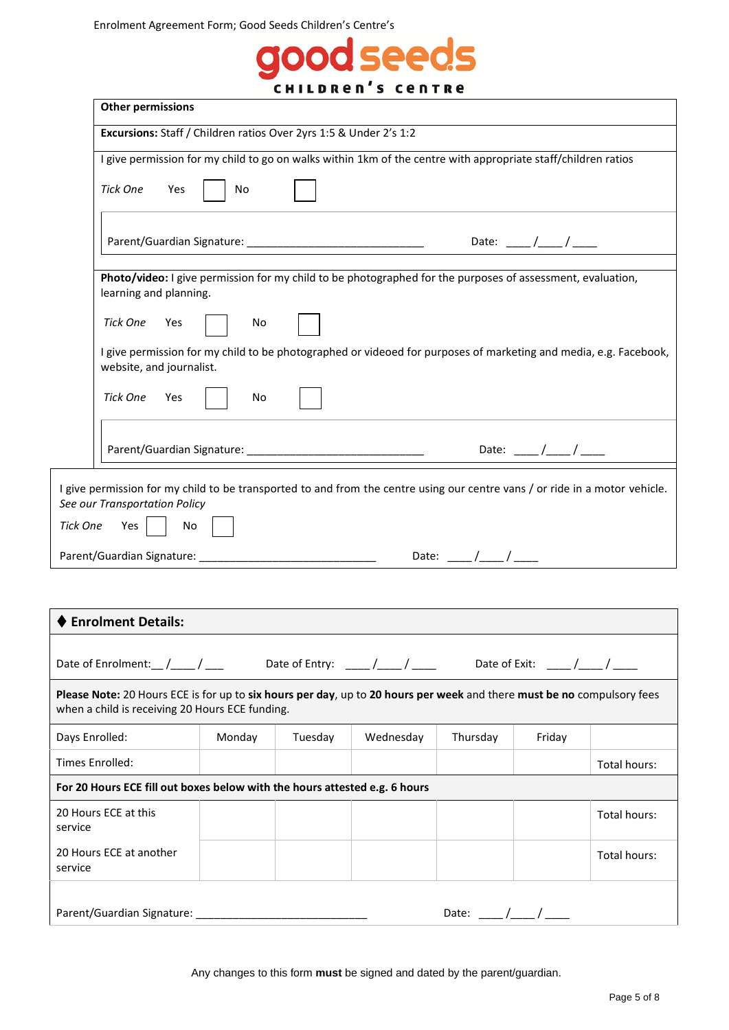**Other permissions**

**Excursions:** Staff / Children ratios Over 2yrs 1:5 & Under 2's 1:2

I give permission for my child to go on walks within 1km of the centre with appropriate staff/children ratios

*Tick One* Yes ☐ No ☐

Parent/Guardian Signature: ____________________________ Date: ____/____/____

**Photo/video:** I give permission for my child to be photographed for the purposes of assessment, evaluation, learning and planning.

*Tick One* Yes ☐ No ☐

I give permission for my child to be photographed or videoed for purposes of marketing and media, e.g. Facebook, website, and journalist.

*Tick One* Yes ☐ No ☐

Parent/Guardian Signature: ____________________________ Date: ____/____/____

I give permission for my child to be transported to and from the centre using our centre vans / or ride in a motor vehicle. *See our Transportation Policy*

*Tick One* Yes ☐ No ☐

Parent/Guardian Signature: ____________________________ Date: ____/____/____

## ♦ Enrolment Details:

Date of Enrolment:__/____/___ Date of Entry: ____/____/____ Date of Exit: ____/____/____

**Please Note:** 20 Hours ECE is for up to **six hours per day**, up to **20 hours per week** and there **must be no** compulsory fees when a child is receiving 20 Hours ECE funding.

| Days Enrolled: | Monday | Tuesday | Wednesday | Thursday | Friday | |
|---|---|---|---|---|---|---|
| Times Enrolled: | | | | | | Total hours: |
| **For 20 Hours ECE fill out boxes below with the hours attested e.g. 6 hours** | | | | | | |
| 20 Hours ECE at this service | | | | | | Total hours: |
| 20 Hours ECE at another service | | | | | | Total hours: |

Parent/Guardian Signature: ____________________________ Date: ____/____/____

Any changes to this form **must** be signed and dated by the parent/guardian.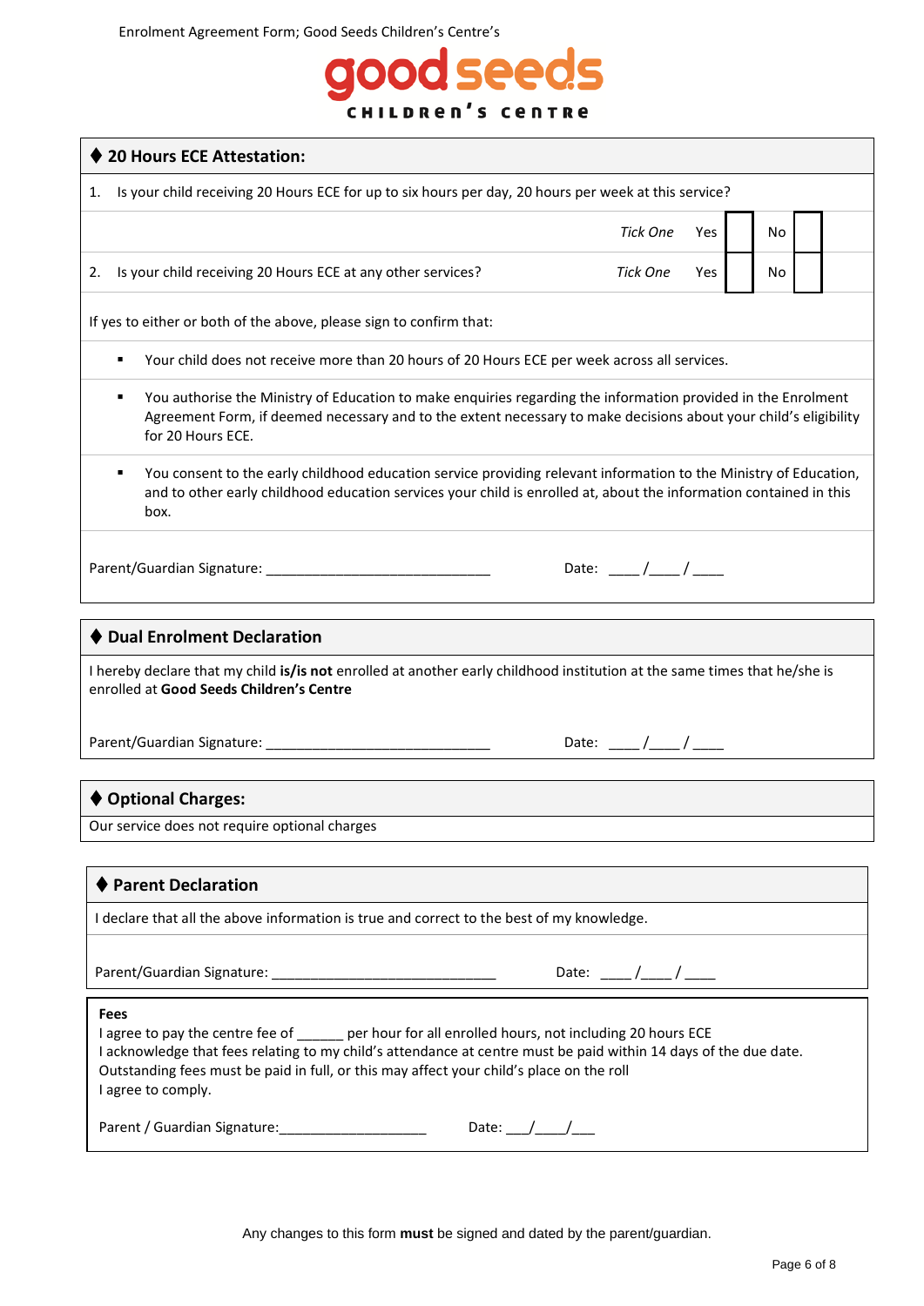### ⧫ 20 Hours ECE Attestation:

1. Is your child receiving 20 Hours ECE for up to six hours per day, 20 hours per week at this service?

*Tick One* Yes ☐ No ☐

2. Is your child receiving 20 Hours ECE at any other services? *Tick One* Yes ☐ No ☐

If yes to either or both of the above, please sign to confirm that:

- Your child does not receive more than 20 hours of 20 Hours ECE per week across all services.
- You authorise the Ministry of Education to make enquiries regarding the information provided in the Enrolment Agreement Form, if deemed necessary and to the extent necessary to make decisions about your child's eligibility for 20 Hours ECE.
- You consent to the early childhood education service providing relevant information to the Ministry of Education, and to other early childhood education services your child is enrolled at, about the information contained in this box.

Parent/Guardian Signature: ______________________________ Date: ____/____/____

### ⧫ Dual Enrolment Declaration

I hereby declare that my child **is/is not** enrolled at another early childhood institution at the same times that he/she is enrolled at **Good Seeds Children's Centre**

Parent/Guardian Signature: ______________________________ Date: ____/____/____

### ⧫ Optional Charges:

Our service does not require optional charges

### ⧫ Parent Declaration

I declare that all the above information is true and correct to the best of my knowledge.

Parent/Guardian Signature: ______________________________ Date: ____/____/____

**Fees**

I agree to pay the centre fee of ______ per hour for all enrolled hours, not including 20 hours ECE
I acknowledge that fees relating to my child's attendance at centre must be paid within 14 days of the due date.
Outstanding fees must be paid in full, or this may affect your child's place on the roll
I agree to comply.

Parent / Guardian Signature:____________________ Date: ___/____/___

Any changes to this form **must** be signed and dated by the parent/guardian.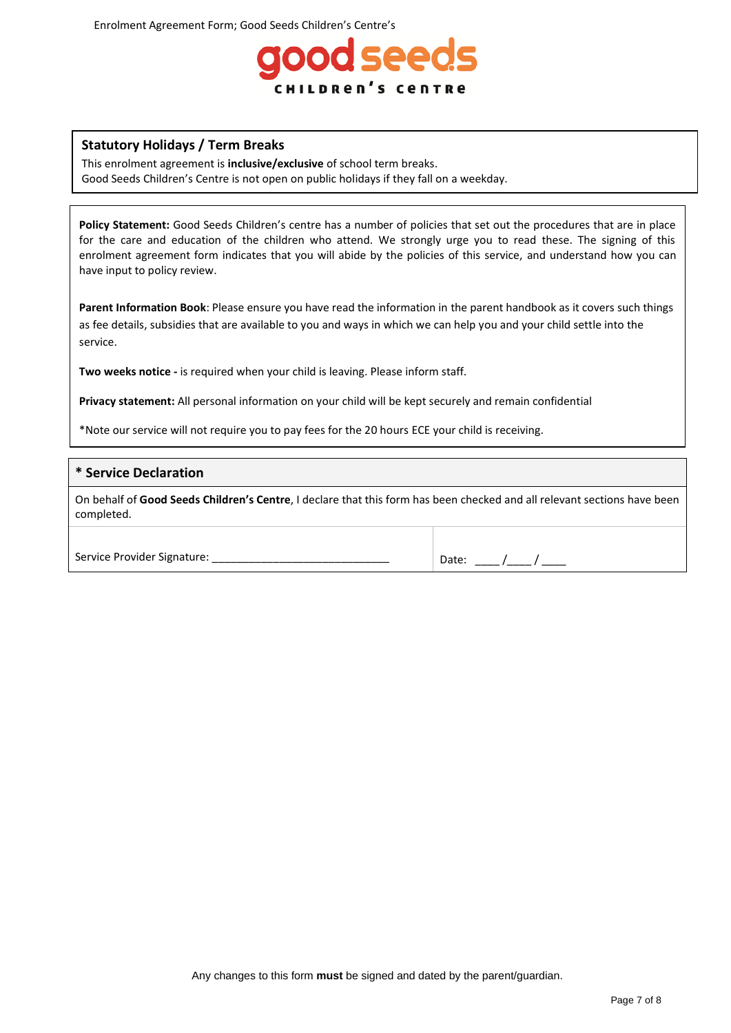## Statistical Holidays / Term Breaks

This enrolment agreement is **inclusive/exclusive** of school term breaks.
Good Seeds Children's Centre is not open on public holidays if they fall on a weekday.

**Policy Statement:** Good Seeds Children's centre has a number of policies that set out the procedures that are in place for the care and education of the children who attend. We strongly urge you to read these. The signing of this enrolment agreement form indicates that you will abide by the policies of this service, and understand how you can have input to policy review.

**Parent Information Book**: Please ensure you have read the information in the parent handbook as it covers such things as fee details, subsidies that are available to you and ways in which we can help you and your child settle into the service.

**Two weeks notice -** is required when your child is leaving. Please inform staff.

**Privacy statement:** All personal information on your child will be kept securely and remain confidential

*Note our service will not require you to pay fees for the 20 hours ECE your child is receiving.

## * Service Declaration

On behalf of **Good Seeds Children's Centre**, I declare that this form has been checked and all relevant sections have been completed.

| Service Provider Signature: ______________________________ | Date: ____/____/____ |
|---|---|

Any changes to this form **must** be signed and dated by the parent/guardian.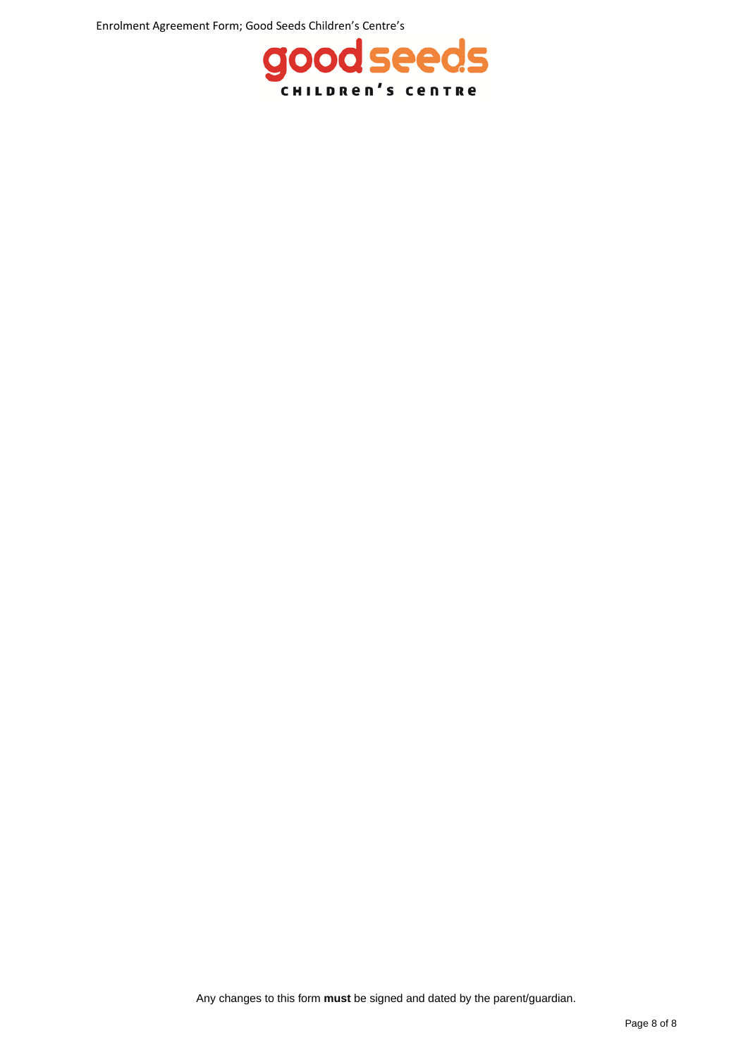Any changes to this form **must** be signed and dated by the parent/guardian.